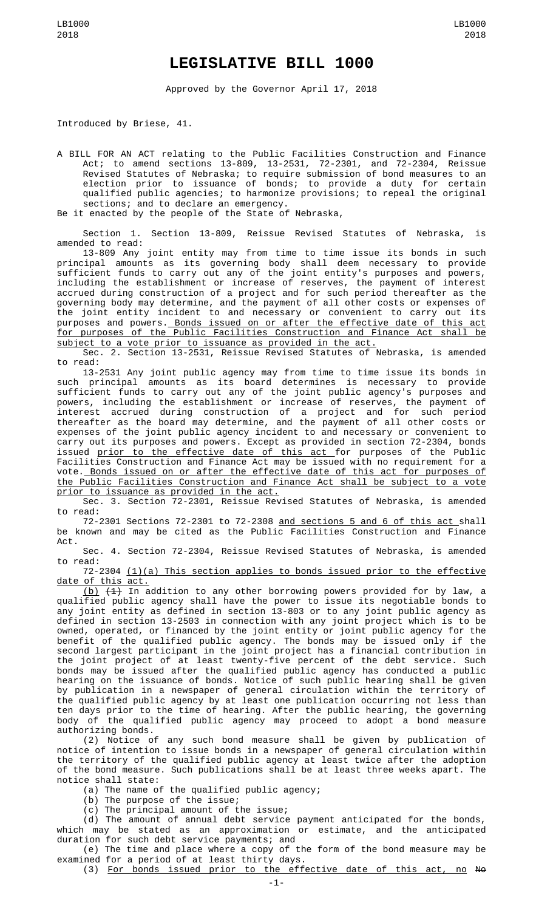# LEGISLATIVE BILL 1000

Approved by the Governor April 17, 2018

Introduced by Briese, 41.

A BILL FOR AN ACT relating to the Public Facilities Construction and Finance Act; to amend sections 13-809, 13-2531, 72-2301, and 72-2304, Reissue Revised Statutes of Nebraska; to require submission of bond measures to an election prior to issuance of bonds; to provide a duty for certain qualified public agencies; to harmonize provisions; to repeal the original sections; and to declare an emergency.

Be it enacted by the people of the State of Nebraska,

Section 1. Section 13-809, Reissue Revised Statutes of Nebraska, is amended to read:

13-809 Any joint entity may from time to time issue its bonds in such principal amounts as its governing body shall deem necessary to provide sufficient funds to carry out any of the joint entity's purposes and powers, including the establishment or increase of reserves, the payment of interest accrued during construction of a project and for such period thereafter as the governing body may determine, and the payment of all other costs or expenses of the joint entity incident to and necessary or convenient to carry out its purposes and powers. Bonds issued on or after the effective date of this act for purposes of the Public Facilities Construction and Finance Act shall be subject to a vote prior to issuance as provided in the act.

Sec. 2. Section 13-2531, Reissue Revised Statutes of Nebraska, is amended to read:

13-2531 Any joint public agency may from time to time issue its bonds in such principal amounts as its board determines is necessary to provide sufficient funds to carry out any of the joint public agency's purposes and powers, including the establishment or increase of reserves, the payment of interest accrued during construction of a project and for such period thereafter as the board may determine, and the payment of all other costs or expenses of the joint public agency incident to and necessary or convenient to carry out its purposes and powers. Except as provided in section 72-2304, bonds issued prior to the effective date of this act for purposes of the Public Facilities Construction and Finance Act may be issued with no requirement for a vote. Bonds issued on or after the effective date of this act for purposes of the Public Facilities Construction and Finance Act shall be subject to a vote prior to issuance as provided in the act.

Sec. 3. Section 72-2301, Reissue Revised Statutes of Nebraska, is amended to read:

72-2301 Sections 72-2301 to 72-2308 and sections 5 and 6 of this act shall be known and may be cited as the Public Facilities Construction and Finance Act.

Sec. 4. Section 72-2304, Reissue Revised Statutes of Nebraska, is amended to read:

72-2304 (1)(a) This section applies to bonds issued prior to the effective date of this act.

(b) ~~(1)~~ In addition to any other borrowing powers provided for by law, a qualified public agency shall have the power to issue its negotiable bonds to any joint entity as defined in section 13-803 or to any joint public agency as defined in section 13-2503 in connection with any joint project which is to be owned, operated, or financed by the joint entity or joint public agency for the benefit of the qualified public agency. The bonds may be issued only if the second largest participant in the joint project has a financial contribution in the joint project of at least twenty-five percent of the debt service. Such bonds may be issued after the qualified public agency has conducted a public hearing on the issuance of bonds. Notice of such public hearing shall be given by publication in a newspaper of general circulation within the territory of the qualified public agency by at least one publication occurring not less than ten days prior to the time of hearing. After the public hearing, the governing body of the qualified public agency may proceed to adopt a bond measure authorizing bonds.

(2) Notice of any such bond measure shall be given by publication of notice of intention to issue bonds in a newspaper of general circulation within the territory of the qualified public agency at least twice after the adoption of the bond measure. Such publications shall be at least three weeks apart. The notice shall state:

(a) The name of the qualified public agency;

(b) The purpose of the issue;

(c) The principal amount of the issue;

(d) The amount of annual debt service payment anticipated for the bonds, which may be stated as an approximation or estimate, and the anticipated duration for such debt service payments; and

(e) The time and place where a copy of the form of the bond measure may be examined for a period of at least thirty days.

(3) For bonds issued prior to the effective date of this act, no ~~No~~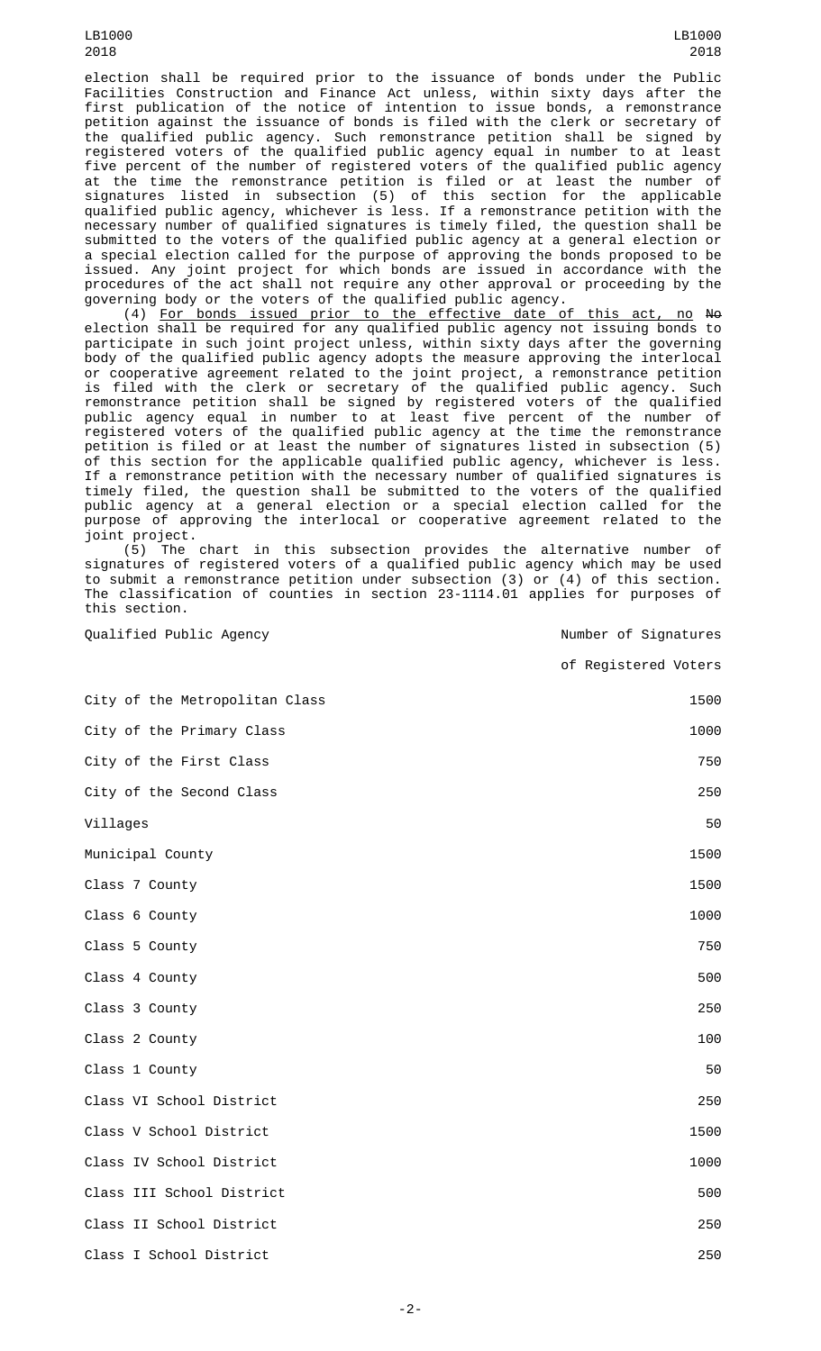election shall be required prior to the issuance of bonds under the Public Facilities Construction and Finance Act unless, within sixty days after the first publication of the notice of intention to issue bonds, a remonstrance petition against the issuance of bonds is filed with the clerk or secretary of the qualified public agency. Such remonstrance petition shall be signed by registered voters of the qualified public agency equal in number to at least five percent of the number of registered voters of the qualified public agency at the time the remonstrance petition is filed or at least the number of signatures listed in subsection (5) of this section for the applicable qualified public agency, whichever is less. If a remonstrance petition with the necessary number of qualified signatures is timely filed, the question shall be submitted to the voters of the qualified public agency at a general election or a special election called for the purpose of approving the bonds proposed to be issued. Any joint project for which bonds are issued in accordance with the procedures of the act shall not require any other approval or proceeding by the governing body or the voters of the qualified public agency.

(4) For bonds issued prior to the effective date of this act, no ~~No~~ election shall be required for any qualified public agency not issuing bonds to participate in such joint project unless, within sixty days after the governing body of the qualified public agency adopts the measure approving the interlocal or cooperative agreement related to the joint project, a remonstrance petition is filed with the clerk or secretary of the qualified public agency. Such remonstrance petition shall be signed by registered voters of the qualified public agency equal in number to at least five percent of the number of registered voters of the qualified public agency at the time the remonstrance petition is filed or at least the number of signatures listed in subsection (5) of this section for the applicable qualified public agency, whichever is less. If a remonstrance petition with the necessary number of qualified signatures is timely filed, the question shall be submitted to the voters of the qualified public agency at a general election or a special election called for the purpose of approving the interlocal or cooperative agreement related to the joint project.

(5) The chart in this subsection provides the alternative number of signatures of registered voters of a qualified public agency which may be used to submit a remonstrance petition under subsection (3) or (4) of this section. The classification of counties in section 23-1114.01 applies for purposes of this section.

| Qualified Public Agency | Number of Signatures of Registered Voters |
|---|---|
| City of the Metropolitan Class | 1500 |
| City of the Primary Class | 1000 |
| City of the First Class | 750 |
| City of the Second Class | 250 |
| Villages | 50 |
| Municipal County | 1500 |
| Class 7 County | 1500 |
| Class 6 County | 1000 |
| Class 5 County | 750 |
| Class 4 County | 500 |
| Class 3 County | 250 |
| Class 2 County | 100 |
| Class 1 County | 50 |
| Class VI School District | 250 |
| Class V School District | 1500 |
| Class IV School District | 1000 |
| Class III School District | 500 |
| Class II School District | 250 |
| Class I School District | 250 |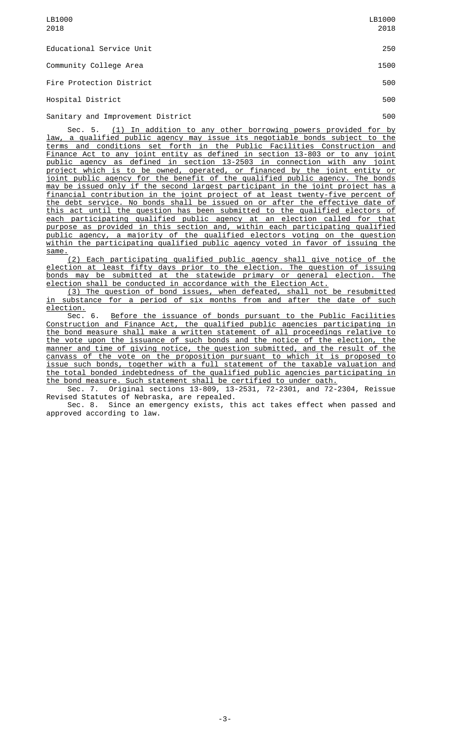| | |
|---|---|
| Educational Service Unit | 250 |
| Community College Area | 1500 |
| Fire Protection District | 500 |
| Hospital District | 500 |
| Sanitary and Improvement District | 500 |

Sec. 5. (1) In addition to any other borrowing powers provided for by law, a qualified public agency may issue its negotiable bonds subject to the terms and conditions set forth in the Public Facilities Construction and Finance Act to any joint entity as defined in section 13-803 or to any joint public agency as defined in section 13-2503 in connection with any joint project which is to be owned, operated, or financed by the joint entity or joint public agency for the benefit of the qualified public agency. The bonds may be issued only if the second largest participant in the joint project has a financial contribution in the joint project of at least twenty-five percent of the debt service. No bonds shall be issued on or after the effective date of this act until the question has been submitted to the qualified electors of each participating qualified public agency at an election called for that purpose as provided in this section and, within each participating qualified public agency, a majority of the qualified electors voting on the question within the participating qualified public agency voted in favor of issuing the same.

(2) Each participating qualified public agency shall give notice of the election at least fifty days prior to the election. The question of issuing bonds may be submitted at the statewide primary or general election. The election shall be conducted in accordance with the Election Act.

(3) The question of bond issues, when defeated, shall not be resubmitted in substance for a period of six months from and after the date of such election.

Sec. 6. Before the issuance of bonds pursuant to the Public Facilities Construction and Finance Act, the qualified public agencies participating in the bond measure shall make a written statement of all proceedings relative to the vote upon the issuance of such bonds and the notice of the election, the manner and time of giving notice, the question submitted, and the result of the canvass of the vote on the proposition pursuant to which it is proposed to issue such bonds, together with a full statement of the taxable valuation and the total bonded indebtedness of the qualified public agencies participating in the bond measure. Such statement shall be certified to under oath.

Sec. 7. Original sections 13-809, 13-2531, 72-2301, and 72-2304, Reissue Revised Statutes of Nebraska, are repealed.

Sec. 8. Since an emergency exists, this act takes effect when passed and approved according to law.